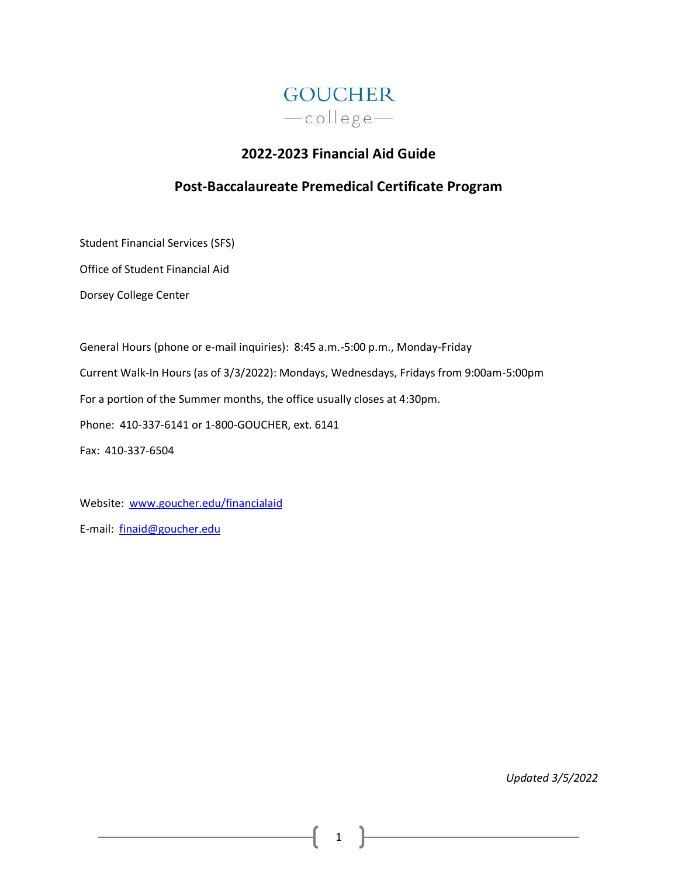GOUCHER
—college—

# 2022-2023 Financial Aid Guide

## Post-Baccalaureate Premedical Certificate Program

Student Financial Services (SFS)

Office of Student Financial Aid

Dorsey College Center

General Hours (phone or e-mail inquiries): 8:45 a.m.-5:00 p.m., Monday-Friday

Current Walk-In Hours (as of 3/3/2022): Mondays, Wednesdays, Fridays from 9:00am-5:00pm

For a portion of the Summer months, the office usually closes at 4:30pm.

Phone: 410-337-6141 or 1-800-GOUCHER, ext. 6141

Fax: 410-337-6504

Website: [www.goucher.edu/financialaid](http://www.goucher.edu/financialaid)

E-mail: [finaid@goucher.edu](mailto:finaid@goucher.edu)

*Updated 3/5/2022*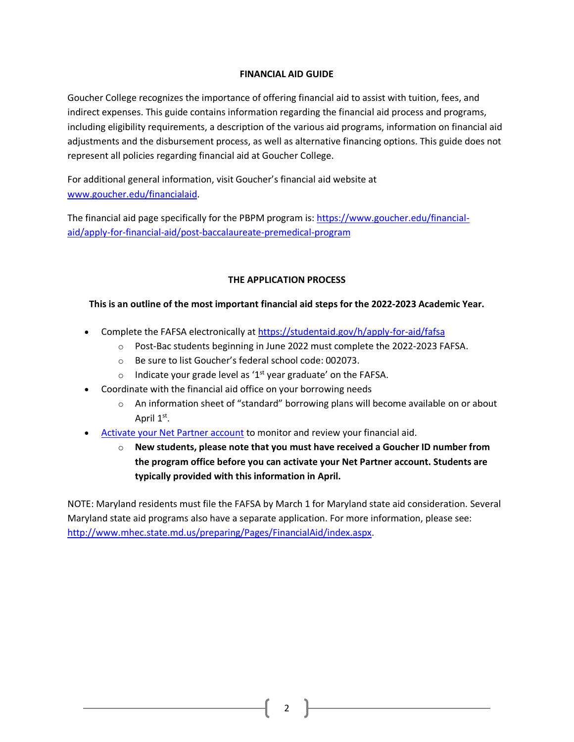# FINANCIAL AID GUIDE

Goucher College recognizes the importance of offering financial aid to assist with tuition, fees, and indirect expenses. This guide contains information regarding the financial aid process and programs, including eligibility requirements, a description of the various aid programs, information on financial aid adjustments and the disbursement process, as well as alternative financing options. This guide does not represent all policies regarding financial aid at Goucher College.

For additional general information, visit Goucher's financial aid website at [www.goucher.edu/financialaid](www.goucher.edu/financialaid).

The financial aid page specifically for the PBPM program is: [https://www.goucher.edu/financial-aid/apply-for-financial-aid/post-baccalaureate-premedical-program](https://www.goucher.edu/financial-aid/apply-for-financial-aid/post-baccalaureate-premedical-program)

## THE APPLICATION PROCESS

**This is an outline of the most important financial aid steps for the 2022-2023 Academic Year.**

- Complete the FAFSA electronically at [https://studentaid.gov/h/apply-for-aid/fafsa](https://studentaid.gov/h/apply-for-aid/fafsa)
    - Post-Bac students beginning in June 2022 must complete the 2022-2023 FAFSA.
    - Be sure to list Goucher's federal school code: 002073.
    - Indicate your grade level as '1st year graduate' on the FAFSA.
- Coordinate with the financial aid office on your borrowing needs
    - An information sheet of "standard" borrowing plans will become available on or about April 1st.
- Activate your Net Partner account to monitor and review your financial aid.
    - **New students, please note that you must have received a Goucher ID number from the program office before you can activate your Net Partner account. Students are typically provided with this information in April.**

NOTE: Maryland residents must file the FAFSA by March 1 for Maryland state aid consideration. Several Maryland state aid programs also have a separate application. For more information, please see: [http://www.mhec.state.md.us/preparing/Pages/FinancialAid/index.aspx](http://www.mhec.state.md.us/preparing/Pages/FinancialAid/index.aspx).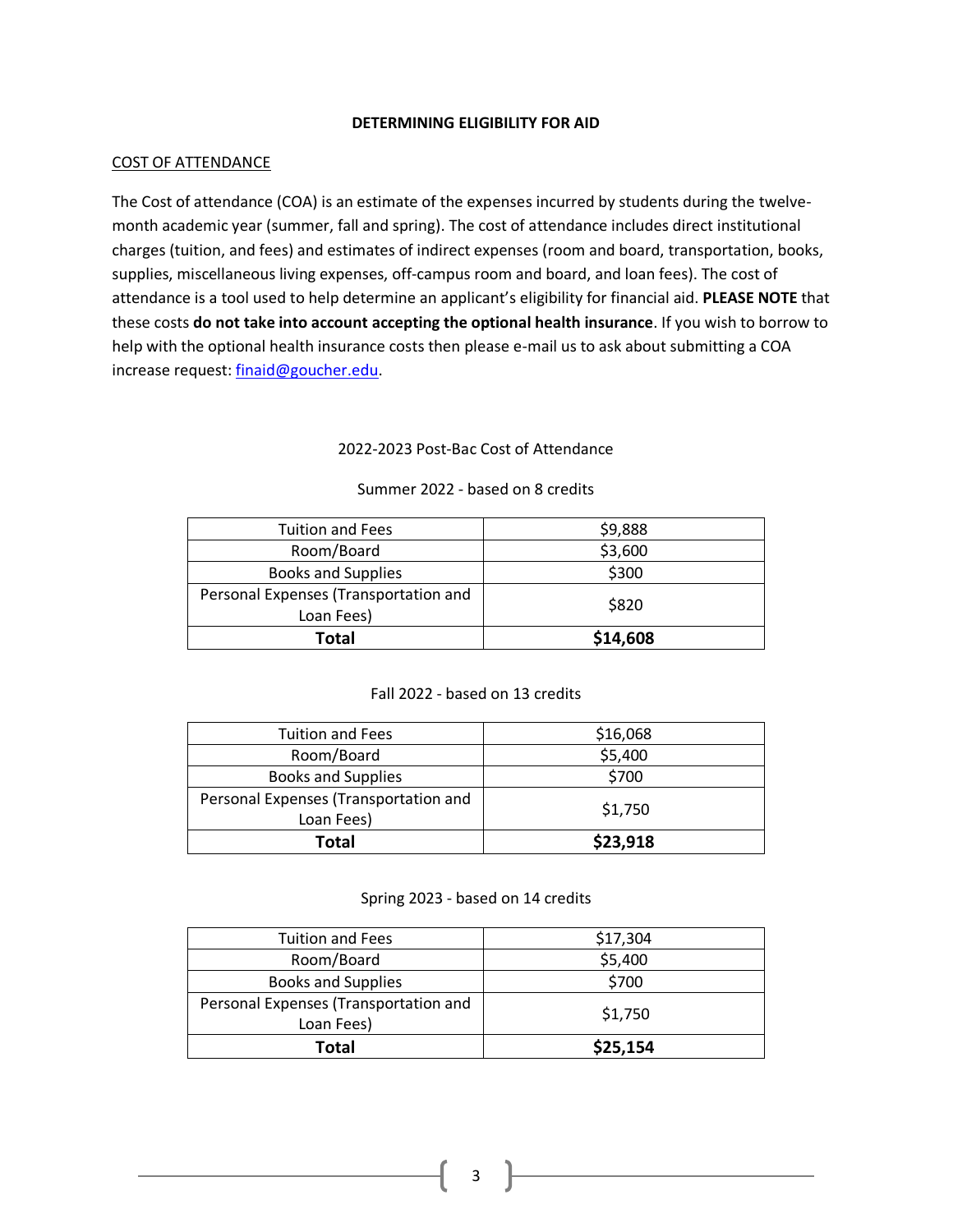## DETERMINING ELIGIBILITY FOR AID

### COST OF ATTENDANCE

The Cost of attendance (COA) is an estimate of the expenses incurred by students during the twelve-month academic year (summer, fall and spring). The cost of attendance includes direct institutional charges (tuition, and fees) and estimates of indirect expenses (room and board, transportation, books, supplies, miscellaneous living expenses, off-campus room and board, and loan fees). The cost of attendance is a tool used to help determine an applicant's eligibility for financial aid. **PLEASE NOTE** that these costs **do not take into account accepting the optional health insurance**. If you wish to borrow to help with the optional health insurance costs then please e-mail us to ask about submitting a COA increase request: finaid@goucher.edu.

2022-2023 Post-Bac Cost of Attendance

Summer 2022 - based on 8 credits

| | |
|---|---|
| Tuition and Fees | $9,888 |
| Room/Board | $3,600 |
| Books and Supplies | $300 |
| Personal Expenses (Transportation and Loan Fees) | $820 |
| **Total** | **$14,608** |

Fall 2022 - based on 13 credits

| | |
|---|---|
| Tuition and Fees | $16,068 |
| Room/Board | $5,400 |
| Books and Supplies | $700 |
| Personal Expenses (Transportation and Loan Fees) | $1,750 |
| **Total** | **$23,918** |

Spring 2023 - based on 14 credits

| | |
|---|---|
| Tuition and Fees | $17,304 |
| Room/Board | $5,400 |
| Books and Supplies | $700 |
| Personal Expenses (Transportation and Loan Fees) | $1,750 |
| **Total** | **$25,154** |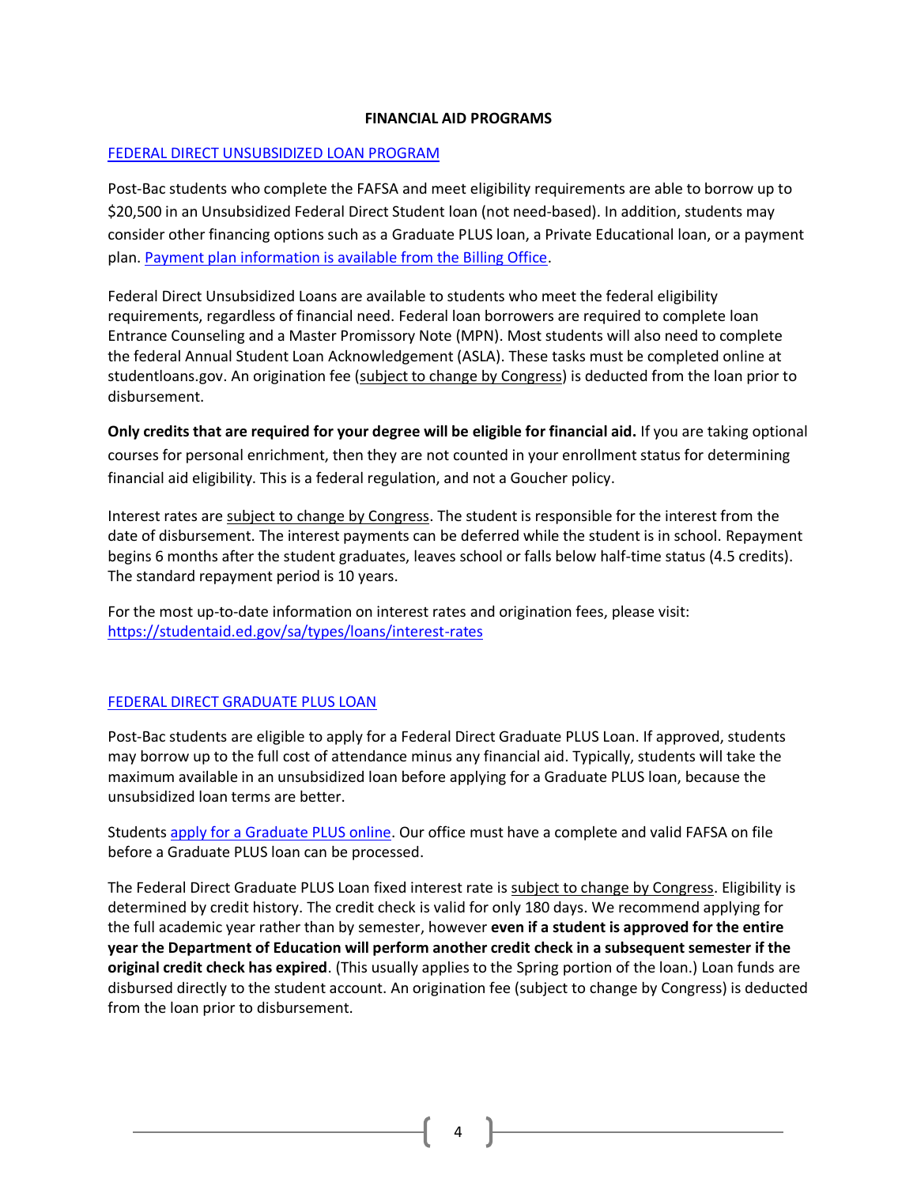## FINANCIAL AID PROGRAMS

### FEDERAL DIRECT UNSUBSIDIZED LOAN PROGRAM

Post-Bac students who complete the FAFSA and meet eligibility requirements are able to borrow up to $20,500 in an Unsubsidized Federal Direct Student loan (not need-based). In addition, students may consider other financing options such as a Graduate PLUS loan, a Private Educational loan, or a payment plan. Payment plan information is available from the Billing Office.

Federal Direct Unsubsidized Loans are available to students who meet the federal eligibility requirements, regardless of financial need. Federal loan borrowers are required to complete loan Entrance Counseling and a Master Promissory Note (MPN). Most students will also need to complete the federal Annual Student Loan Acknowledgement (ASLA). These tasks must be completed online at studentloans.gov. An origination fee (subject to change by Congress) is deducted from the loan prior to disbursement.

**Only credits that are required for your degree will be eligible for financial aid.** If you are taking optional courses for personal enrichment, then they are not counted in your enrollment status for determining financial aid eligibility. This is a federal regulation, and not a Goucher policy.

Interest rates are subject to change by Congress. The student is responsible for the interest from the date of disbursement. The interest payments can be deferred while the student is in school. Repayment begins 6 months after the student graduates, leaves school or falls below half-time status (4.5 credits). The standard repayment period is 10 years.

For the most up-to-date information on interest rates and origination fees, please visit: https://studentaid.ed.gov/sa/types/loans/interest-rates

### FEDERAL DIRECT GRADUATE PLUS LOAN

Post-Bac students are eligible to apply for a Federal Direct Graduate PLUS Loan. If approved, students may borrow up to the full cost of attendance minus any financial aid. Typically, students will take the maximum available in an unsubsidized loan before applying for a Graduate PLUS loan, because the unsubsidized loan terms are better.

Students apply for a Graduate PLUS online. Our office must have a complete and valid FAFSA on file before a Graduate PLUS loan can be processed.

The Federal Direct Graduate PLUS Loan fixed interest rate is subject to change by Congress. Eligibility is determined by credit history. The credit check is valid for only 180 days. We recommend applying for the full academic year rather than by semester, however **even if a student is approved for the entire year the Department of Education will perform another credit check in a subsequent semester if the original credit check has expired**. (This usually applies to the Spring portion of the loan.) Loan funds are disbursed directly to the student account. An origination fee (subject to change by Congress) is deducted from the loan prior to disbursement.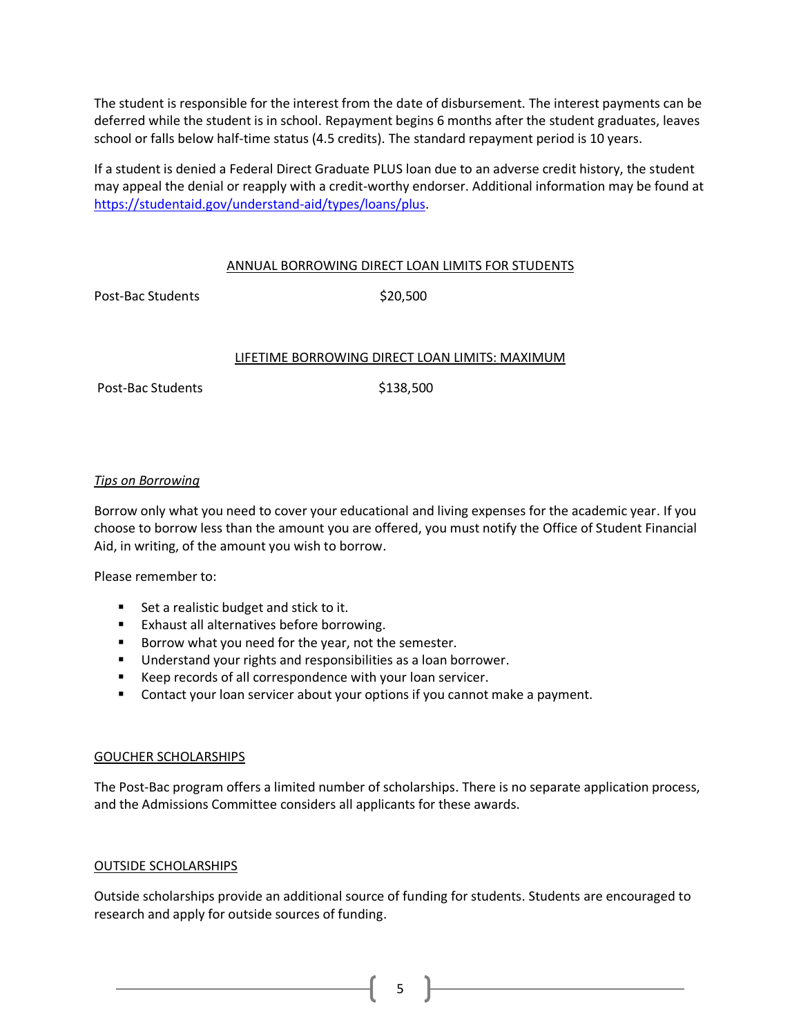The student is responsible for the interest from the date of disbursement. The interest payments can be deferred while the student is in school. Repayment begins 6 months after the student graduates, leaves school or falls below half-time status (4.5 credits). The standard repayment period is 10 years.

If a student is denied a Federal Direct Graduate PLUS loan due to an adverse credit history, the student may appeal the denial or reapply with a credit-worthy endorser. Additional information may be found at https://studentaid.gov/understand-aid/types/loans/plus.

### ANNUAL BORROWING DIRECT LOAN LIMITS FOR STUDENTS

| | |
|---|---|
| Post-Bac Students | $20,500 |

### LIFETIME BORROWING DIRECT LOAN LIMITS: MAXIMUM

| | |
|---|---|
| Post-Bac Students | $138,500 |

*Tips on Borrowing*

Borrow only what you need to cover your educational and living expenses for the academic year. If you choose to borrow less than the amount you are offered, you must notify the Office of Student Financial Aid, in writing, of the amount you wish to borrow.

Please remember to:

- Set a realistic budget and stick to it.
- Exhaust all alternatives before borrowing.
- Borrow what you need for the year, not the semester.
- Understand your rights and responsibilities as a loan borrower.
- Keep records of all correspondence with your loan servicer.
- Contact your loan servicer about your options if you cannot make a payment.

## GOUCHER SCHOLARSHIPS

The Post-Bac program offers a limited number of scholarships. There is no separate application process, and the Admissions Committee considers all applicants for these awards.

## OUTSIDE SCHOLARSHIPS

Outside scholarships provide an additional source of funding for students. Students are encouraged to research and apply for outside sources of funding.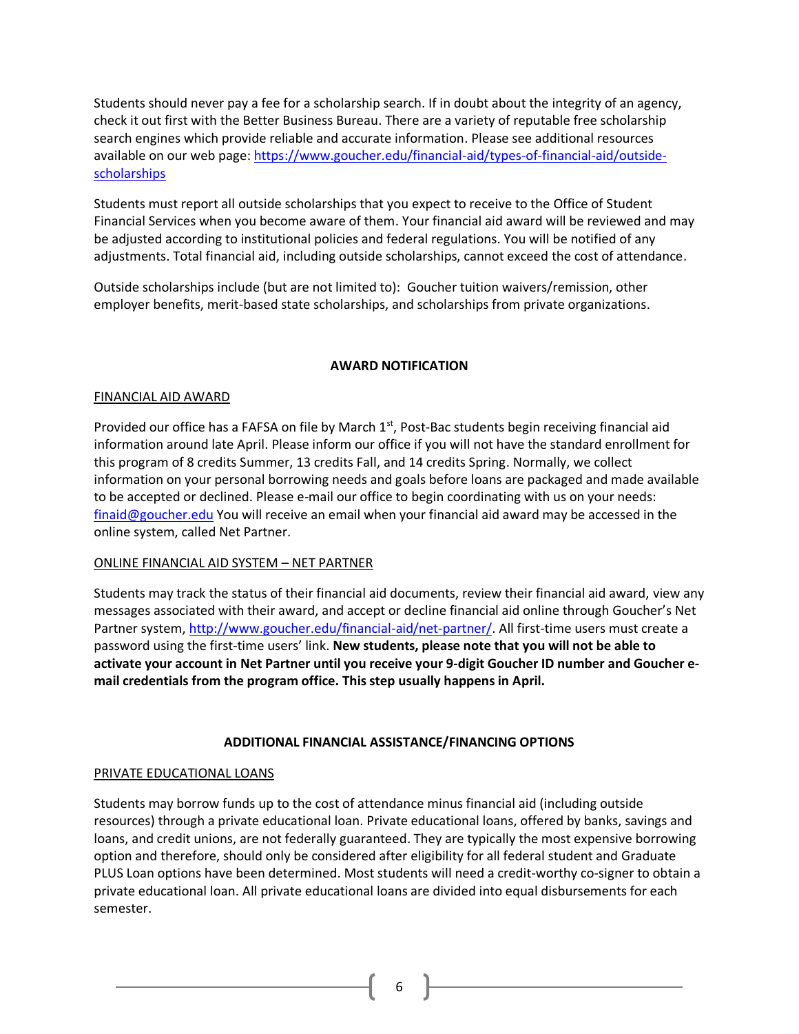Students should never pay a fee for a scholarship search. If in doubt about the integrity of an agency, check it out first with the Better Business Bureau. There are a variety of reputable free scholarship search engines which provide reliable and accurate information. Please see additional resources available on our web page: [https://www.goucher.edu/financial-aid/types-of-financial-aid/outside-scholarships](https://www.goucher.edu/financial-aid/types-of-financial-aid/outside-scholarships)

Students must report all outside scholarships that you expect to receive to the Office of Student Financial Services when you become aware of them. Your financial aid award will be reviewed and may be adjusted according to institutional policies and federal regulations. You will be notified of any adjustments. Total financial aid, including outside scholarships, cannot exceed the cost of attendance.

Outside scholarships include (but are not limited to): Goucher tuition waivers/remission, other employer benefits, merit-based state scholarships, and scholarships from private organizations.

## AWARD NOTIFICATION

### FINANCIAL AID AWARD

Provided our office has a FAFSA on file by March 1st, Post-Bac students begin receiving financial aid information around late April. Please inform our office if you will not have the standard enrollment for this program of 8 credits Summer, 13 credits Fall, and 14 credits Spring. Normally, we collect information on your personal borrowing needs and goals before loans are packaged and made available to be accepted or declined. Please e-mail our office to begin coordinating with us on your needs: [finaid@goucher.edu](mailto:finaid@goucher.edu) You will receive an email when your financial aid award may be accessed in the online system, called Net Partner.

### ONLINE FINANCIAL AID SYSTEM – NET PARTNER

Students may track the status of their financial aid documents, review their financial aid award, view any messages associated with their award, and accept or decline financial aid online through Goucher's Net Partner system, [http://www.goucher.edu/financial-aid/net-partner/](http://www.goucher.edu/financial-aid/net-partner/). All first-time users must create a password using the first-time users' link. **New students, please note that you will not be able to activate your account in Net Partner until you receive your 9-digit Goucher ID number and Goucher e-mail credentials from the program office. This step usually happens in April.**

## ADDITIONAL FINANCIAL ASSISTANCE/FINANCING OPTIONS

### PRIVATE EDUCATIONAL LOANS

Students may borrow funds up to the cost of attendance minus financial aid (including outside resources) through a private educational loan. Private educational loans, offered by banks, savings and loans, and credit unions, are not federally guaranteed. They are typically the most expensive borrowing option and therefore, should only be considered after eligibility for all federal student and Graduate PLUS Loan options have been determined. Most students will need a credit-worthy co-signer to obtain a private educational loan. All private educational loans are divided into equal disbursements for each semester.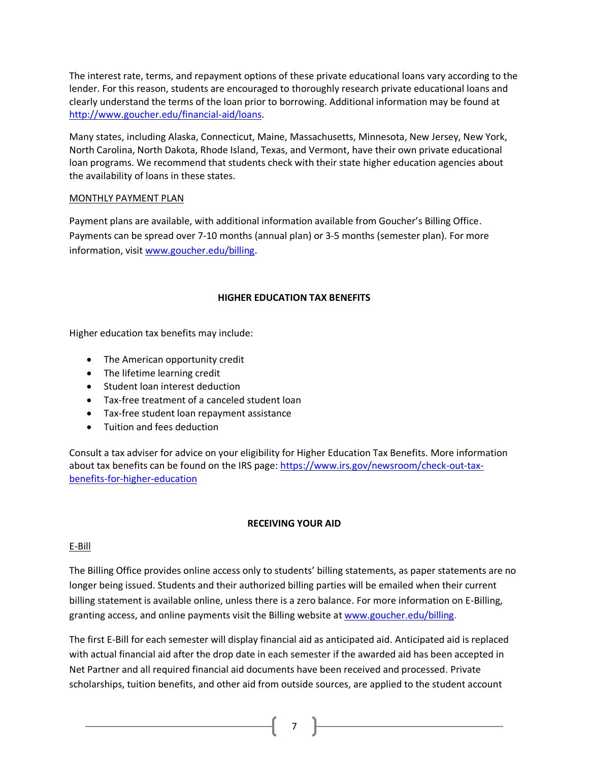The interest rate, terms, and repayment options of these private educational loans vary according to the lender. For this reason, students are encouraged to thoroughly research private educational loans and clearly understand the terms of the loan prior to borrowing. Additional information may be found at [http://www.goucher.edu/financial-aid/loans](http://www.goucher.edu/financial-aid/loans).

Many states, including Alaska, Connecticut, Maine, Massachusetts, Minnesota, New Jersey, New York, North Carolina, North Dakota, Rhode Island, Texas, and Vermont, have their own private educational loan programs. We recommend that students check with their state higher education agencies about the availability of loans in these states.

### MONTHLY PAYMENT PLAN

Payment plans are available, with additional information available from Goucher's Billing Office. Payments can be spread over 7-10 months (annual plan) or 3-5 months (semester plan). For more information, visit [www.goucher.edu/billing](www.goucher.edu/billing).

## HIGHER EDUCATION TAX BENEFITS

Higher education tax benefits may include:

- The American opportunity credit
- The lifetime learning credit
- Student loan interest deduction
- Tax-free treatment of a canceled student loan
- Tax-free student loan repayment assistance
- Tuition and fees deduction

Consult a tax adviser for advice on your eligibility for Higher Education Tax Benefits. More information about tax benefits can be found on the IRS page: [https://www.irs.gov/newsroom/check-out-tax-benefits-for-higher-education](https://www.irs.gov/newsroom/check-out-tax-benefits-for-higher-education)

## RECEIVING YOUR AID

### E-Bill

The Billing Office provides online access only to students' billing statements, as paper statements are no longer being issued. Students and their authorized billing parties will be emailed when their current billing statement is available online, unless there is a zero balance. For more information on E-Billing, granting access, and online payments visit the Billing website at [www.goucher.edu/billing](www.goucher.edu/billing).

The first E-Bill for each semester will display financial aid as anticipated aid. Anticipated aid is replaced with actual financial aid after the drop date in each semester if the awarded aid has been accepted in Net Partner and all required financial aid documents have been received and processed. Private scholarships, tuition benefits, and other aid from outside sources, are applied to the student account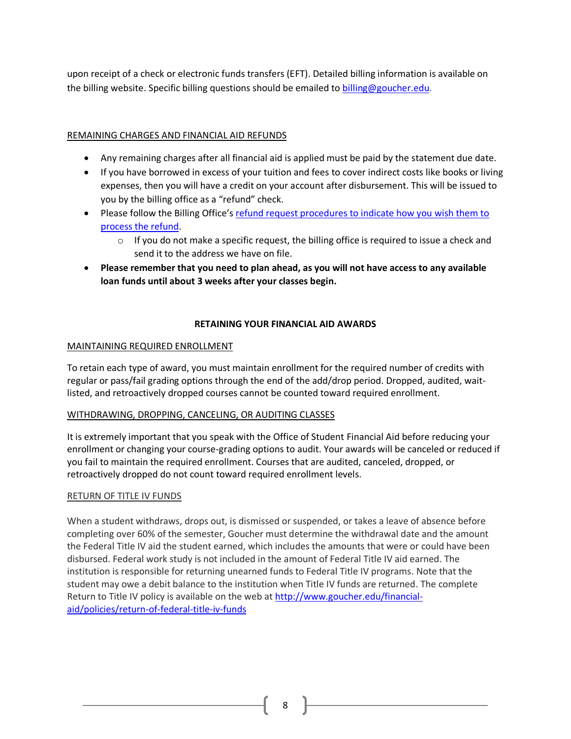upon receipt of a check or electronic funds transfers (EFT). Detailed billing information is available on the billing website. Specific billing questions should be emailed to [billing@goucher.edu](mailto:billing@goucher.edu).

### REMAINING CHARGES AND FINANCIAL AID REFUNDS

- Any remaining charges after all financial aid is applied must be paid by the statement due date.
- If you have borrowed in excess of your tuition and fees to cover indirect costs like books or living expenses, then you will have a credit on your account after disbursement. This will be issued to you by the billing office as a "refund" check.
- Please follow the Billing Office's refund request procedures to indicate how you wish them to process the refund.
  - If you do not make a specific request, the billing office is required to issue a check and send it to the address we have on file.
- **Please remember that you need to plan ahead, as you will not have access to any available loan funds until about 3 weeks after your classes begin.**

## RETAINING YOUR FINANCIAL AID AWARDS

### MAINTAINING REQUIRED ENROLLMENT

To retain each type of award, you must maintain enrollment for the required number of credits with regular or pass/fail grading options through the end of the add/drop period. Dropped, audited, wait-listed, and retroactively dropped courses cannot be counted toward required enrollment.

### WITHDRAWING, DROPPING, CANCELING, OR AUDITING CLASSES

It is extremely important that you speak with the Office of Student Financial Aid before reducing your enrollment or changing your course-grading options to audit. Your awards will be canceled or reduced if you fail to maintain the required enrollment. Courses that are audited, canceled, dropped, or retroactively dropped do not count toward required enrollment levels.

### RETURN OF TITLE IV FUNDS

When a student withdraws, drops out, is dismissed or suspended, or takes a leave of absence before completing over 60% of the semester, Goucher must determine the withdrawal date and the amount the Federal Title IV aid the student earned, which includes the amounts that were or could have been disbursed. Federal work study is not included in the amount of Federal Title IV aid earned. The institution is responsible for returning unearned funds to Federal Title IV programs. Note that the student may owe a debit balance to the institution when Title IV funds are returned. The complete Return to Title IV policy is available on the web at http://www.goucher.edu/financial-aid/policies/return-of-federal-title-iv-funds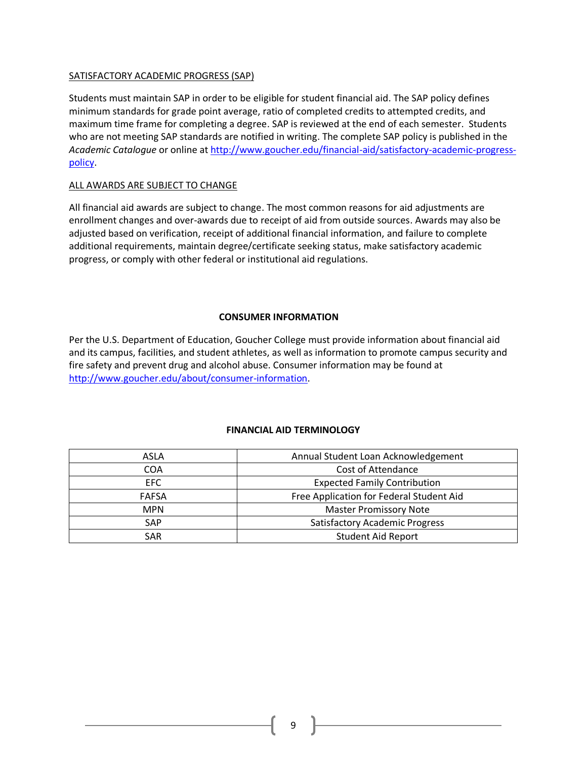SATISFACTORY ACADEMIC PROGRESS (SAP)

Students must maintain SAP in order to be eligible for student financial aid. The SAP policy defines minimum standards for grade point average, ratio of completed credits to attempted credits, and maximum time frame for completing a degree. SAP is reviewed at the end of each semester. Students who are not meeting SAP standards are notified in writing. The complete SAP policy is published in the *Academic Catalogue* or online at [http://www.goucher.edu/financial-aid/satisfactory-academic-progress-policy](http://www.goucher.edu/financial-aid/satisfactory-academic-progress-policy).

ALL AWARDS ARE SUBJECT TO CHANGE

All financial aid awards are subject to change. The most common reasons for aid adjustments are enrollment changes and over-awards due to receipt of aid from outside sources. Awards may also be adjusted based on verification, receipt of additional financial information, and failure to complete additional requirements, maintain degree/certificate seeking status, make satisfactory academic progress, or comply with other federal or institutional aid regulations.

## CONSUMER INFORMATION

Per the U.S. Department of Education, Goucher College must provide information about financial aid and its campus, facilities, and student athletes, as well as information to promote campus security and fire safety and prevent drug and alcohol abuse. Consumer information may be found at [http://www.goucher.edu/about/consumer-information](http://www.goucher.edu/about/consumer-information).

## FINANCIAL AID TERMINOLOGY

| | |
|---|---|
| ASLA | Annual Student Loan Acknowledgement |
| COA | Cost of Attendance |
| EFC | Expected Family Contribution |
| FAFSA | Free Application for Federal Student Aid |
| MPN | Master Promissory Note |
| SAP | Satisfactory Academic Progress |
| SAR | Student Aid Report |